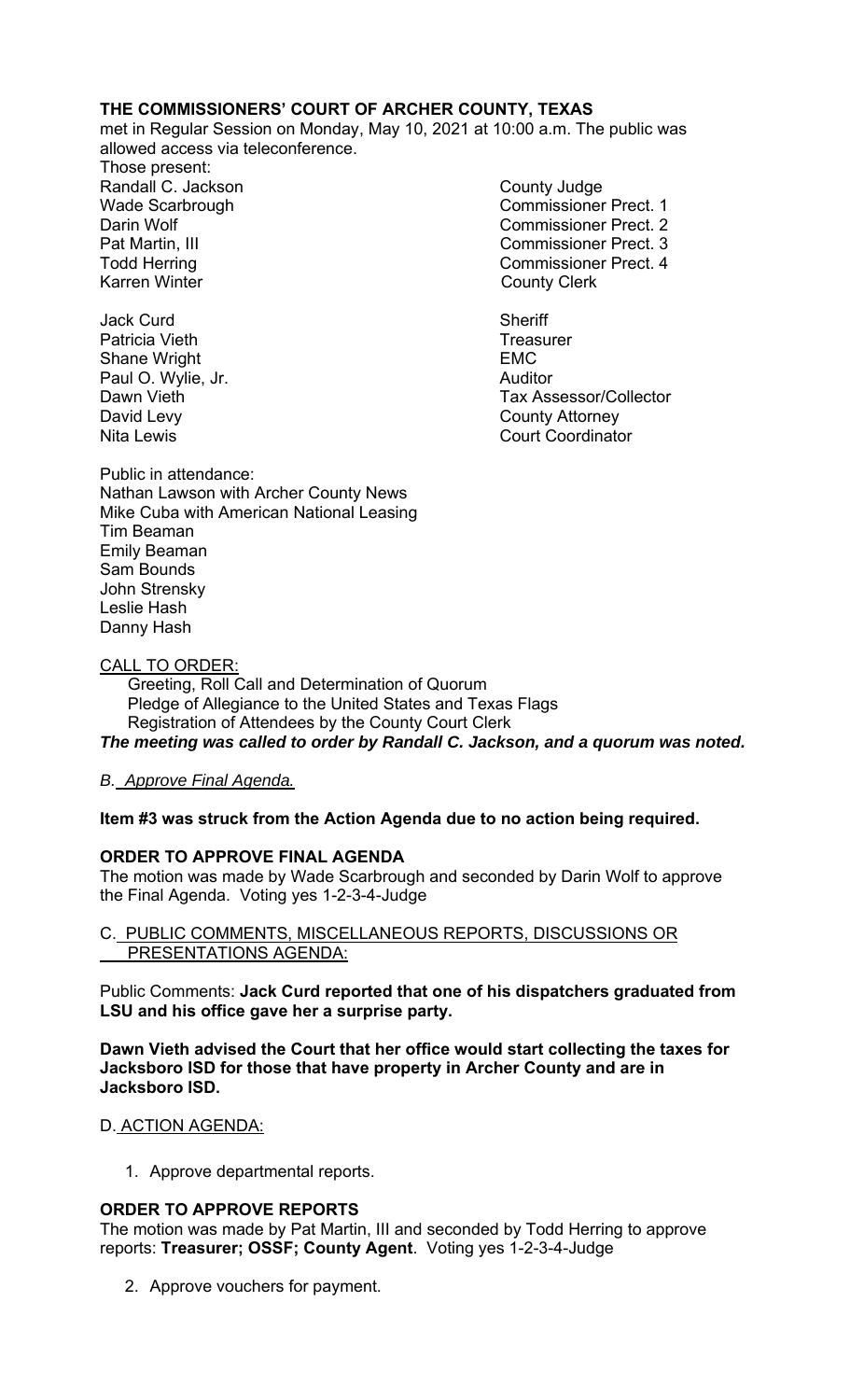**THE COMMISSIONERS' COURT OF ARCHER COUNTY, TEXAS**

met in Regular Session on Monday, May 10, 2021 at 10:00 a.m. The public was allowed access via teleconference.

Those present:

| | |
|---|---|
| Randall C. Jackson | County Judge |
| Wade Scarbrough | Commissioner Prect. 1 |
| Darin Wolf | Commissioner Prect. 2 |
| Pat Martin, III | Commissioner Prect. 3 |
| Todd Herring | Commissioner Prect. 4 |
| Karren Winter | County Clerk |
| | |
| Jack Curd | Sheriff |
| Patricia Vieth | Treasurer |
| Shane Wright | EMC |
| Paul O. Wylie, Jr. | Auditor |
| Dawn Vieth | Tax Assessor/Collector |
| David Levy | County Attorney |
| Nita Lewis | Court Coordinator |

Public in attendance:
Nathan Lawson with Archer County News
Mike Cuba with American National Leasing
Tim Beaman
Emily Beaman
Sam Bounds
John Strensky
Leslie Hash
Danny Hash

CALL TO ORDER:

Greeting, Roll Call and Determination of Quorum
Pledge of Allegiance to the United States and Texas Flags
Registration of Attendees by the County Court Clerk

***The meeting was called to order by Randall C. Jackson, and a quorum was noted.***

*B. Approve Final Agenda.*

**Item #3 was struck from the Action Agenda due to no action being required.**

**ORDER TO APPROVE FINAL AGENDA**

The motion was made by Wade Scarbrough and seconded by Darin Wolf to approve the Final Agenda. Voting yes 1-2-3-4-Judge

C. PUBLIC COMMENTS, MISCELLANEOUS REPORTS, DISCUSSIONS OR PRESENTATIONS AGENDA:

Public Comments: **Jack Curd reported that one of his dispatchers graduated from LSU and his office gave her a surprise party.**

**Dawn Vieth advised the Court that her office would start collecting the taxes for Jacksboro ISD for those that have property in Archer County and are in Jacksboro ISD.**

D. ACTION AGENDA:

1. Approve departmental reports.

**ORDER TO APPROVE REPORTS**

The motion was made by Pat Martin, III and seconded by Todd Herring to approve reports: **Treasurer; OSSF; County Agent**. Voting yes 1-2-3-4-Judge

2. Approve vouchers for payment.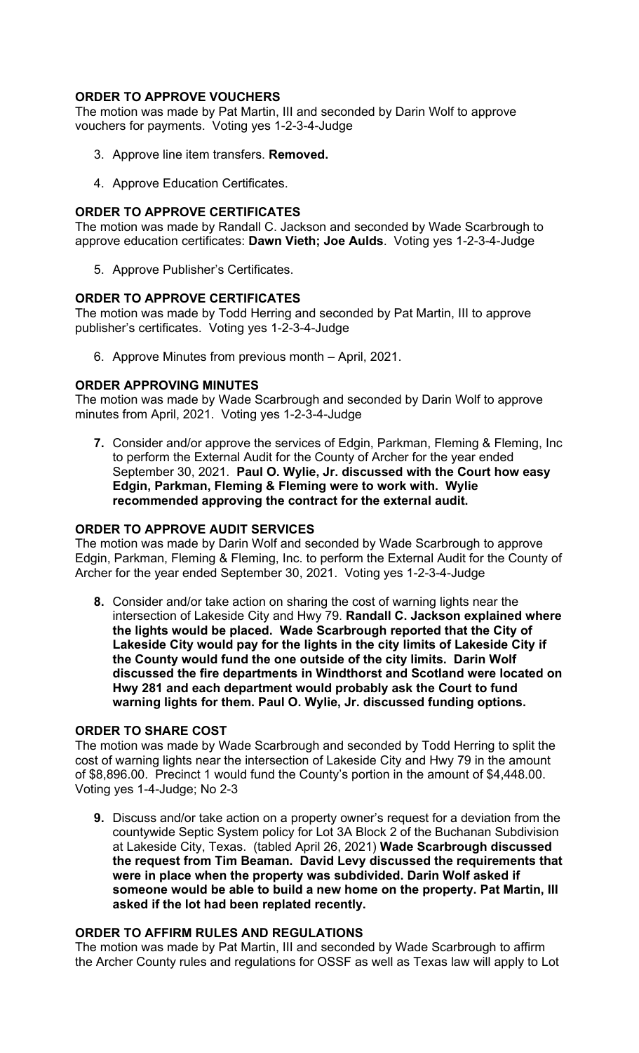**ORDER TO APPROVE VOUCHERS**

The motion was made by Pat Martin, III and seconded by Darin Wolf to approve vouchers for payments. Voting yes 1-2-3-4-Judge

3. Approve line item transfers. **Removed.**

4. Approve Education Certificates.

**ORDER TO APPROVE CERTIFICATES**

The motion was made by Randall C. Jackson and seconded by Wade Scarbrough to approve education certificates: **Dawn Vieth; Joe Aulds**. Voting yes 1-2-3-4-Judge

5. Approve Publisher's Certificates.

**ORDER TO APPROVE CERTIFICATES**

The motion was made by Todd Herring and seconded by Pat Martin, III to approve publisher's certificates. Voting yes 1-2-3-4-Judge

6. Approve Minutes from previous month – April, 2021.

**ORDER APPROVING MINUTES**

The motion was made by Wade Scarbrough and seconded by Darin Wolf to approve minutes from April, 2021. Voting yes 1-2-3-4-Judge

**7.** Consider and/or approve the services of Edgin, Parkman, Fleming & Fleming, Inc to perform the External Audit for the County of Archer for the year ended September 30, 2021. **Paul O. Wylie, Jr. discussed with the Court how easy Edgin, Parkman, Fleming & Fleming were to work with. Wylie recommended approving the contract for the external audit.**

**ORDER TO APPROVE AUDIT SERVICES**

The motion was made by Darin Wolf and seconded by Wade Scarbrough to approve Edgin, Parkman, Fleming & Fleming, Inc. to perform the External Audit for the County of Archer for the year ended September 30, 2021. Voting yes 1-2-3-4-Judge

**8.** Consider and/or take action on sharing the cost of warning lights near the intersection of Lakeside City and Hwy 79. **Randall C. Jackson explained where the lights would be placed. Wade Scarbrough reported that the City of Lakeside City would pay for the lights in the city limits of Lakeside City if the County would fund the one outside of the city limits. Darin Wolf discussed the fire departments in Windthorst and Scotland were located on Hwy 281 and each department would probably ask the Court to fund warning lights for them. Paul O. Wylie, Jr. discussed funding options.**

**ORDER TO SHARE COST**

The motion was made by Wade Scarbrough and seconded by Todd Herring to split the cost of warning lights near the intersection of Lakeside City and Hwy 79 in the amount of $8,896.00. Precinct 1 would fund the County's portion in the amount of $4,448.00. Voting yes 1-4-Judge; No 2-3

**9.** Discuss and/or take action on a property owner's request for a deviation from the countywide Septic System policy for Lot 3A Block 2 of the Buchanan Subdivision at Lakeside City, Texas. (tabled April 26, 2021) **Wade Scarbrough discussed the request from Tim Beaman. David Levy discussed the requirements that were in place when the property was subdivided. Darin Wolf asked if someone would be able to build a new home on the property. Pat Martin, III asked if the lot had been replated recently.**

**ORDER TO AFFIRM RULES AND REGULATIONS**

The motion was made by Pat Martin, III and seconded by Wade Scarbrough to affirm the Archer County rules and regulations for OSSF as well as Texas law will apply to Lot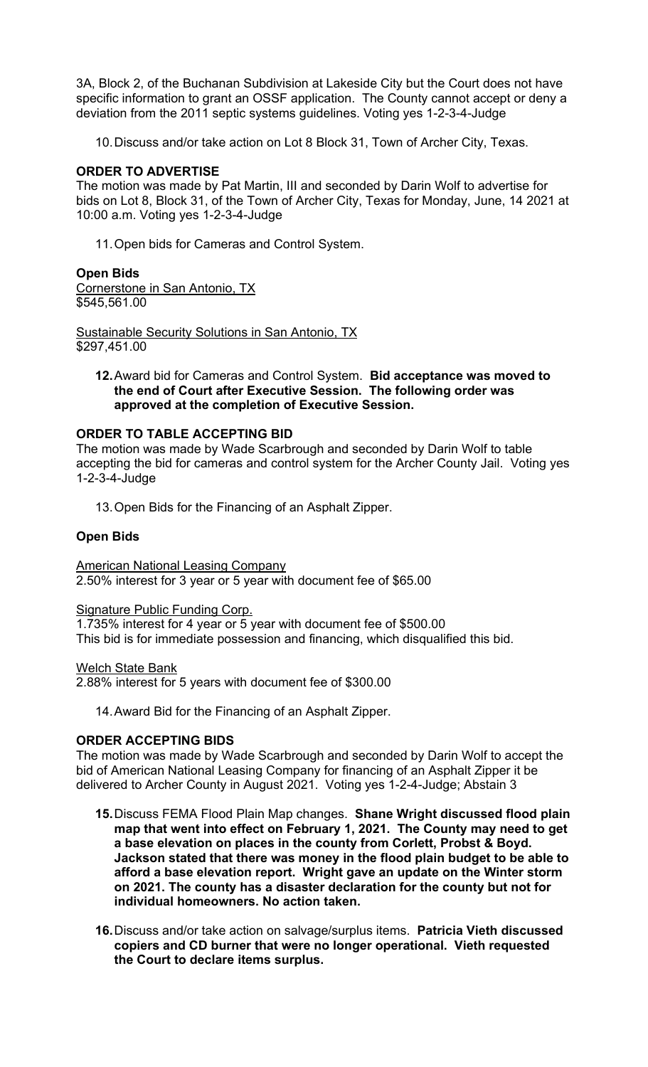3A, Block 2, of the Buchanan Subdivision at Lakeside City but the Court does not have specific information to grant an OSSF application. The County cannot accept or deny a deviation from the 2011 septic systems guidelines. Voting yes 1-2-3-4-Judge

10. Discuss and/or take action on Lot 8 Block 31, Town of Archer City, Texas.

**ORDER TO ADVERTISE**

The motion was made by Pat Martin, III and seconded by Darin Wolf to advertise for bids on Lot 8, Block 31, of the Town of Archer City, Texas for Monday, June, 14 2021 at 10:00 a.m. Voting yes 1-2-3-4-Judge

11. Open bids for Cameras and Control System.

**Open Bids**

Cornerstone in San Antonio, TX
$545,561.00

Sustainable Security Solutions in San Antonio, TX
$297,451.00

12. Award bid for Cameras and Control System. **Bid acceptance was moved to the end of Court after Executive Session. The following order was approved at the completion of Executive Session.**

**ORDER TO TABLE ACCEPTING BID**

The motion was made by Wade Scarbrough and seconded by Darin Wolf to table accepting the bid for cameras and control system for the Archer County Jail. Voting yes 1-2-3-4-Judge

13. Open Bids for the Financing of an Asphalt Zipper.

**Open Bids**

American National Leasing Company
2.50% interest for 3 year or 5 year with document fee of $65.00

Signature Public Funding Corp.
1.735% interest for 4 year or 5 year with document fee of $500.00
This bid is for immediate possession and financing, which disqualified this bid.

Welch State Bank
2.88% interest for 5 years with document fee of $300.00

14. Award Bid for the Financing of an Asphalt Zipper.

**ORDER ACCEPTING BIDS**

The motion was made by Wade Scarbrough and seconded by Darin Wolf to accept the bid of American National Leasing Company for financing of an Asphalt Zipper it be delivered to Archer County in August 2021. Voting yes 1-2-4-Judge; Abstain 3

15. Discuss FEMA Flood Plain Map changes. **Shane Wright discussed flood plain map that went into effect on February 1, 2021. The County may need to get a base elevation on places in the county from Corlett, Probst & Boyd. Jackson stated that there was money in the flood plain budget to be able to afford a base elevation report. Wright gave an update on the Winter storm on 2021. The county has a disaster declaration for the county but not for individual homeowners. No action taken.**

16. Discuss and/or take action on salvage/surplus items. **Patricia Vieth discussed copiers and CD burner that were no longer operational. Vieth requested the Court to declare items surplus.**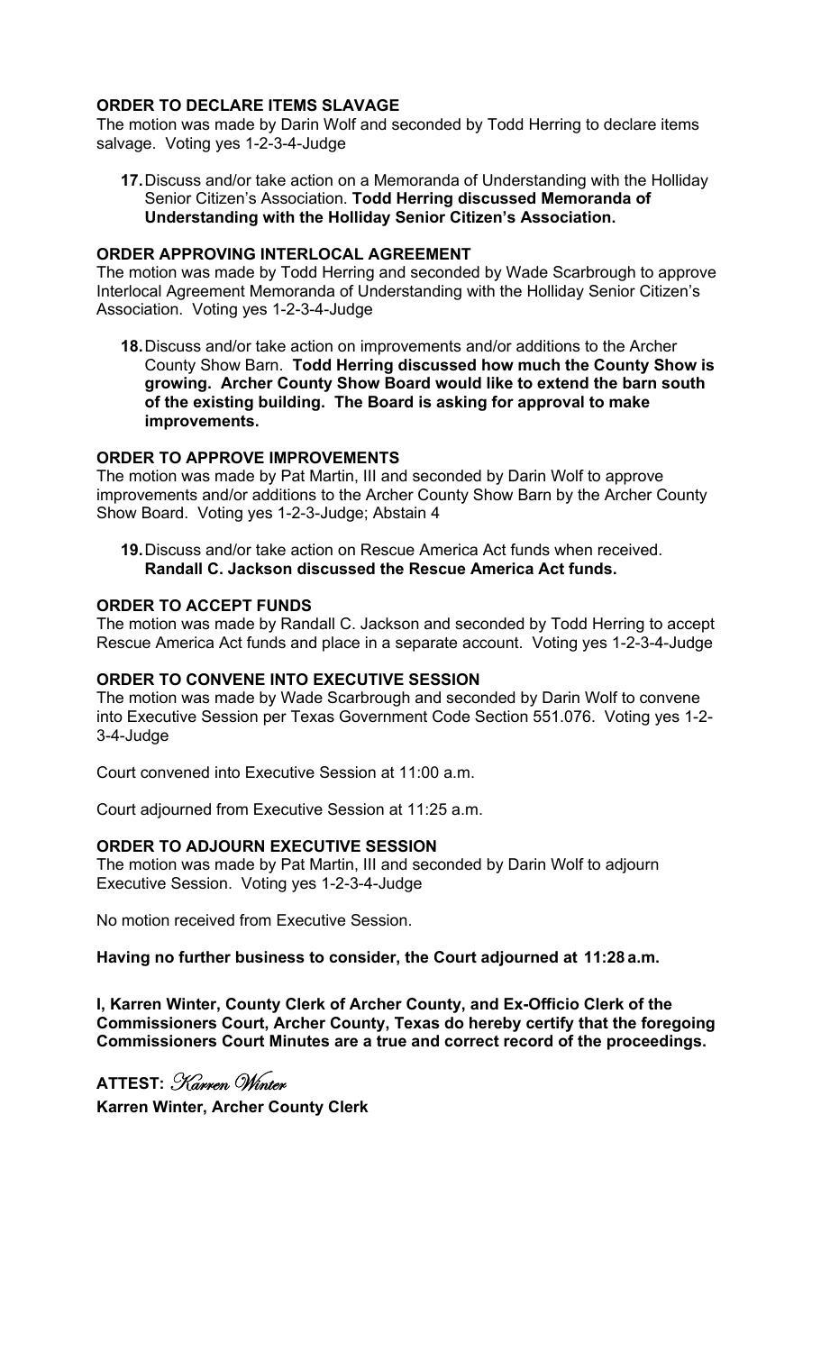**ORDER TO DECLARE ITEMS SLAVAGE**

The motion was made by Darin Wolf and seconded by Todd Herring to declare items salvage. Voting yes 1-2-3-4-Judge

17. Discuss and/or take action on a Memoranda of Understanding with the Holliday Senior Citizen's Association. **Todd Herring discussed Memoranda of Understanding with the Holliday Senior Citizen's Association.**

**ORDER APPROVING INTERLOCAL AGREEMENT**

The motion was made by Todd Herring and seconded by Wade Scarbrough to approve Interlocal Agreement Memoranda of Understanding with the Holliday Senior Citizen's Association. Voting yes 1-2-3-4-Judge

18. Discuss and/or take action on improvements and/or additions to the Archer County Show Barn. **Todd Herring discussed how much the County Show is growing. Archer County Show Board would like to extend the barn south of the existing building. The Board is asking for approval to make improvements.**

**ORDER TO APPROVE IMPROVEMENTS**

The motion was made by Pat Martin, III and seconded by Darin Wolf to approve improvements and/or additions to the Archer County Show Barn by the Archer County Show Board. Voting yes 1-2-3-Judge; Abstain 4

19. Discuss and/or take action on Rescue America Act funds when received. **Randall C. Jackson discussed the Rescue America Act funds.**

**ORDER TO ACCEPT FUNDS**

The motion was made by Randall C. Jackson and seconded by Todd Herring to accept Rescue America Act funds and place in a separate account. Voting yes 1-2-3-4-Judge

**ORDER TO CONVENE INTO EXECUTIVE SESSION**

The motion was made by Wade Scarbrough and seconded by Darin Wolf to convene into Executive Session per Texas Government Code Section 551.076. Voting yes 1-2-3-4-Judge

Court convened into Executive Session at 11:00 a.m.

Court adjourned from Executive Session at 11:25 a.m.

**ORDER TO ADJOURN EXECUTIVE SESSION**

The motion was made by Pat Martin, III and seconded by Darin Wolf to adjourn Executive Session. Voting yes 1-2-3-4-Judge

No motion received from Executive Session.

**Having no further business to consider, the Court adjourned at 11:28 a.m.**

**I, Karren Winter, County Clerk of Archer County, and Ex-Officio Clerk of the Commissioners Court, Archer County, Texas do hereby certify that the foregoing Commissioners Court Minutes are a true and correct record of the proceedings.**

**ATTEST:** *Karren Winter*

**Karren Winter, Archer County Clerk**